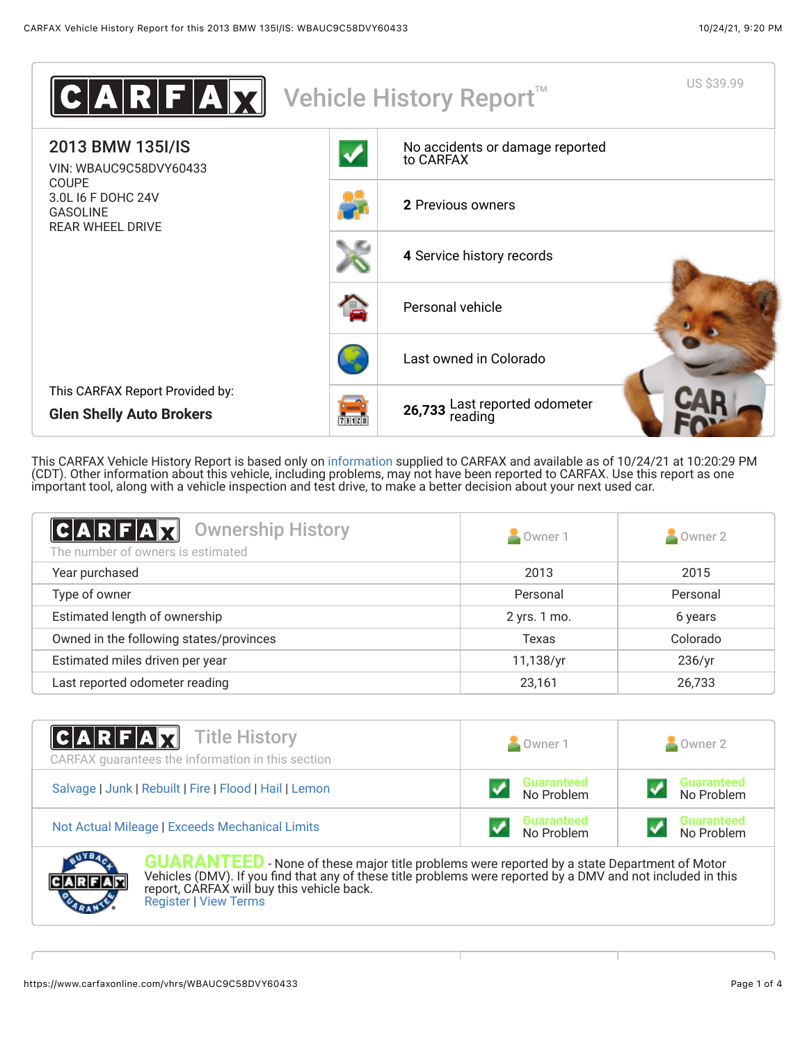# CARFAX Vehicle History Report™

US $39.99

## 2013 BMW 135I/IS

VIN: WBAUC9C58DVY60433
COUPE
3.0L I6 F DOHC 24V
GASOLINE
REAR WHEEL DRIVE

This CARFAX Report Provided by:
**Glen Shelly Auto Brokers**

- No accidents or damage reported to CARFAX
- **2** Previous owners
- **4** Service history records
- Personal vehicle
- Last owned in Colorado
- **26,733** Last reported odometer reading

This CARFAX Vehicle History Report is based only on information supplied to CARFAX and available as of 10/24/21 at 10:20:29 PM (CDT). Other information about this vehicle, including problems, may not have been reported to CARFAX. Use this report as one important tool, along with a vehicle inspection and test drive, to make a better decision about your next used car.

## CARFAX Ownership History

The number of owners is estimated

| | Owner 1 | Owner 2 |
|---|---|---|
| Year purchased | 2013 | 2015 |
| Type of owner | Personal | Personal |
| Estimated length of ownership | 2 yrs. 1 mo. | 6 years |
| Owned in the following states/provinces | Texas | Colorado |
| Estimated miles driven per year | 11,138/yr | 236/yr |
| Last reported odometer reading | 23,161 | 26,733 |

## CARFAX Title History

CARFAX guarantees the information in this section

| | Owner 1 | Owner 2 |
|---|---|---|
| Salvage \| Junk \| Rebuilt \| Fire \| Flood \| Hail \| Lemon | Guaranteed No Problem | Guaranteed No Problem |
| Not Actual Mileage \| Exceeds Mechanical Limits | Guaranteed No Problem | Guaranteed No Problem |

**GUARANTEED** - None of these major title problems were reported by a state Department of Motor Vehicles (DMV). If you find that any of these title problems were reported by a DMV and not included in this report, CARFAX will buy this vehicle back.
Register | View Terms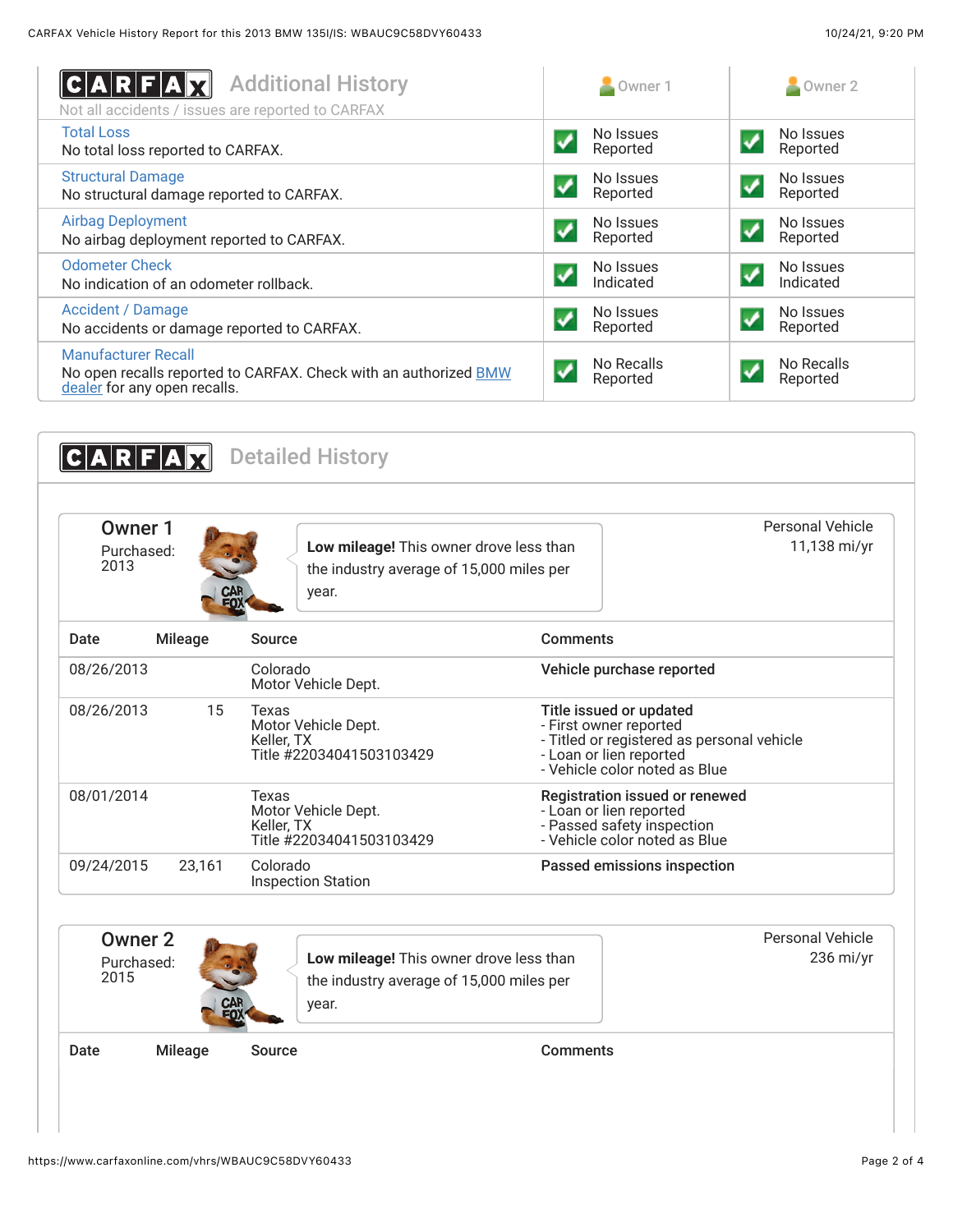## CARFAX Additional History

Not all accidents / issues are reported to CARFAX

| | Owner 1 | Owner 2 |
|---|---|---|
| **Total Loss**<br>No total loss reported to CARFAX. | No Issues Reported | No Issues Reported |
| **Structural Damage**<br>No structural damage reported to CARFAX. | No Issues Reported | No Issues Reported |
| **Airbag Deployment**<br>No airbag deployment reported to CARFAX. | No Issues Reported | No Issues Reported |
| **Odometer Check**<br>No indication of an odometer rollback. | No Issues Indicated | No Issues Indicated |
| **Accident / Damage**<br>No accidents or damage reported to CARFAX. | No Issues Reported | No Issues Reported |
| **Manufacturer Recall**<br>No open recalls reported to CARFAX. Check with an authorized BMW dealer for any open recalls. | No Recalls Reported | No Recalls Reported |

## CARFAX Detailed History

### Owner 1

Purchased: 2013

**Low mileage!** This owner drove less than the industry average of 15,000 miles per year.

Personal Vehicle
11,138 mi/yr

| Date | Mileage | Source | Comments |
|---|---|---|---|
| 08/26/2013 | | Colorado<br>Motor Vehicle Dept. | **Vehicle purchase reported** |
| 08/26/2013 | 15 | Texas<br>Motor Vehicle Dept.<br>Keller, TX<br>Title #22034041503103429 | **Title issued or updated**<br>- First owner reported<br>- Titled or registered as personal vehicle<br>- Loan or lien reported<br>- Vehicle color noted as Blue |
| 08/01/2014 | | Texas<br>Motor Vehicle Dept.<br>Keller, TX<br>Title #22034041503103429 | **Registration issued or renewed**<br>- Loan or lien reported<br>- Passed safety inspection<br>- Vehicle color noted as Blue |
| 09/24/2015 | 23,161 | Colorado<br>Inspection Station | **Passed emissions inspection** |

### Owner 2

Purchased: 2015

**Low mileage!** This owner drove less than the industry average of 15,000 miles per year.

Personal Vehicle
236 mi/yr

| Date | Mileage | Source | Comments |
|---|---|---|---|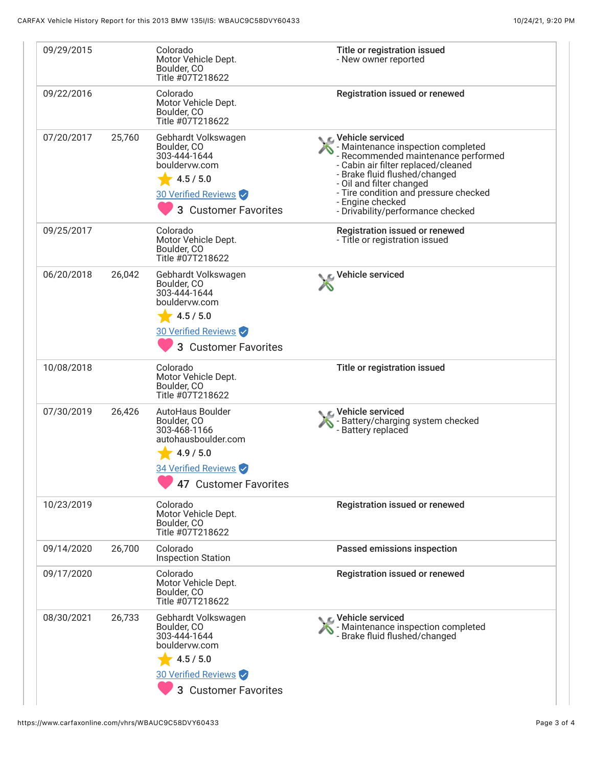| Date | Mileage | Source | Comments |
|---|---|---|---|
| 09/29/2015 | | Colorado<br>Motor Vehicle Dept.<br>Boulder, CO<br>Title #07T218622 | **Title or registration issued**<br>- New owner reported |
| 09/22/2016 | | Colorado<br>Motor Vehicle Dept.<br>Boulder, CO<br>Title #07T218622 | **Registration issued or renewed** |
| 07/20/2017 | 25,760 | Gebhardt Volkswagen<br>Boulder, CO<br>303-444-1644<br>bouldervw.com<br>4.5 / 5.0<br>30 Verified Reviews<br>3 Customer Favorites | **Vehicle serviced**<br>- Maintenance inspection completed<br>- Recommended maintenance performed<br>- Cabin air filter replaced/cleaned<br>- Brake fluid flushed/changed<br>- Oil and filter changed<br>- Tire condition and pressure checked<br>- Engine checked<br>- Drivability/performance checked |
| 09/25/2017 | | Colorado<br>Motor Vehicle Dept.<br>Boulder, CO<br>Title #07T218622 | **Registration issued or renewed**<br>- Title or registration issued |
| 06/20/2018 | 26,042 | Gebhardt Volkswagen<br>Boulder, CO<br>303-444-1644<br>bouldervw.com<br>4.5 / 5.0<br>30 Verified Reviews<br>3 Customer Favorites | **Vehicle serviced** |
| 10/08/2018 | | Colorado<br>Motor Vehicle Dept.<br>Boulder, CO<br>Title #07T218622 | **Title or registration issued** |
| 07/30/2019 | 26,426 | AutoHaus Boulder<br>Boulder, CO<br>303-468-1166<br>autohausboulder.com<br>4.9 / 5.0<br>34 Verified Reviews<br>47 Customer Favorites | **Vehicle serviced**<br>- Battery/charging system checked<br>- Battery replaced |
| 10/23/2019 | | Colorado<br>Motor Vehicle Dept.<br>Boulder, CO<br>Title #07T218622 | **Registration issued or renewed** |
| 09/14/2020 | 26,700 | Colorado<br>Inspection Station | **Passed emissions inspection** |
| 09/17/2020 | | Colorado<br>Motor Vehicle Dept.<br>Boulder, CO<br>Title #07T218622 | **Registration issued or renewed** |
| 08/30/2021 | 26,733 | Gebhardt Volkswagen<br>Boulder, CO<br>303-444-1644<br>bouldervw.com<br>4.5 / 5.0<br>30 Verified Reviews<br>3 Customer Favorites | **Vehicle serviced**<br>- Maintenance inspection completed<br>- Brake fluid flushed/changed |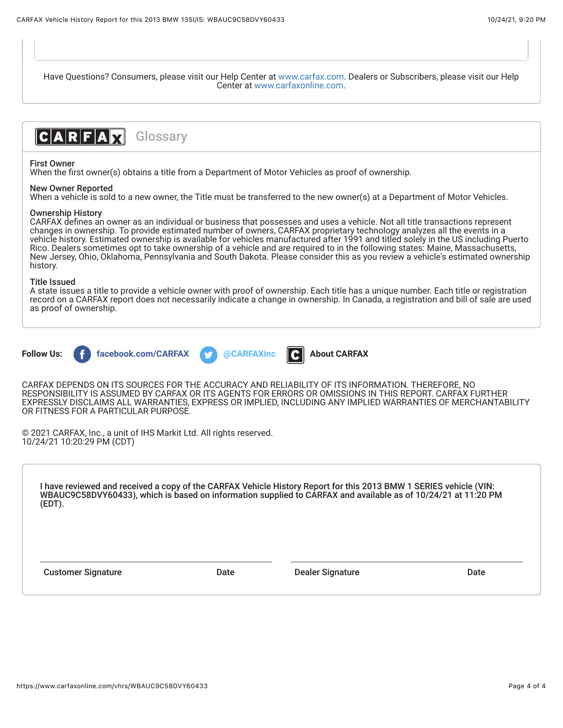Have Questions? Consumers, please visit our Help Center at www.carfax.com. Dealers or Subscribers, please visit our Help Center at www.carfaxonline.com.

## CARFAX Glossary

**First Owner**
When the first owner(s) obtains a title from a Department of Motor Vehicles as proof of ownership.

**New Owner Reported**
When a vehicle is sold to a new owner, the Title must be transferred to the new owner(s) at a Department of Motor Vehicles.

**Ownership History**
CARFAX defines an owner as an individual or business that possesses and uses a vehicle. Not all title transactions represent changes in ownership. To provide estimated number of owners, CARFAX proprietary technology analyzes all the events in a vehicle history. Estimated ownership is available for vehicles manufactured after 1991 and titled solely in the US including Puerto Rico. Dealers sometimes opt to take ownership of a vehicle and are required to in the following states: Maine, Massachusetts, New Jersey, Ohio, Oklahoma, Pennsylvania and South Dakota. Please consider this as you review a vehicle's estimated ownership history.

**Title Issued**
A state issues a title to provide a vehicle owner with proof of ownership. Each title has a unique number. Each title or registration record on a CARFAX report does not necessarily indicate a change in ownership. In Canada, a registration and bill of sale are used as proof of ownership.

**Follow Us:** facebook.com/CARFAX @CARFAXinc About CARFAX

CARFAX DEPENDS ON ITS SOURCES FOR THE ACCURACY AND RELIABILITY OF ITS INFORMATION. THEREFORE, NO RESPONSIBILITY IS ASSUMED BY CARFAX OR ITS AGENTS FOR ERRORS OR OMISSIONS IN THIS REPORT. CARFAX FURTHER EXPRESSLY DISCLAIMS ALL WARRANTIES, EXPRESS OR IMPLIED, INCLUDING ANY IMPLIED WARRANTIES OF MERCHANTABILITY OR FITNESS FOR A PARTICULAR PURPOSE.

© 2021 CARFAX, Inc., a unit of IHS Markit Ltd. All rights reserved.
10/24/21 10:20:29 PM (CDT)

**I have reviewed and received a copy of the CARFAX Vehicle History Report for this 2013 BMW 1 SERIES vehicle (VIN: WBAUC9C58DVY60433), which is based on information supplied to CARFAX and available as of 10/24/21 at 11:20 PM (EDT).**

| | | | |
|---|---|---|---|
| **Customer Signature** | **Date** | **Dealer Signature** | **Date** |